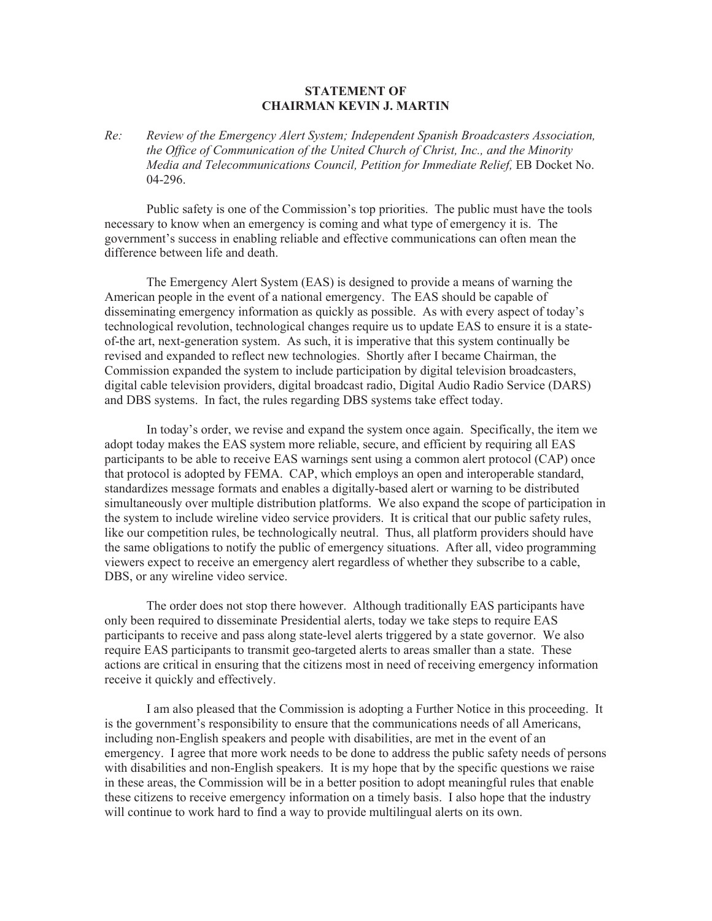**STATEMENT OF**
**CHAIRMAN KEVIN J. MARTIN**

*Re: Review of the Emergency Alert System; Independent Spanish Broadcasters Association, the Office of Communication of the United Church of Christ, Inc., and the Minority Media and Telecommunications Council, Petition for Immediate Relief,* EB Docket No. 04-296.

Public safety is one of the Commission's top priorities. The public must have the tools necessary to know when an emergency is coming and what type of emergency it is. The government's success in enabling reliable and effective communications can often mean the difference between life and death.

The Emergency Alert System (EAS) is designed to provide a means of warning the American people in the event of a national emergency. The EAS should be capable of disseminating emergency information as quickly as possible. As with every aspect of today's technological revolution, technological changes require us to update EAS to ensure it is a state-of-the art, next-generation system. As such, it is imperative that this system continually be revised and expanded to reflect new technologies. Shortly after I became Chairman, the Commission expanded the system to include participation by digital television broadcasters, digital cable television providers, digital broadcast radio, Digital Audio Radio Service (DARS) and DBS systems. In fact, the rules regarding DBS systems take effect today.

In today's order, we revise and expand the system once again. Specifically, the item we adopt today makes the EAS system more reliable, secure, and efficient by requiring all EAS participants to be able to receive EAS warnings sent using a common alert protocol (CAP) once that protocol is adopted by FEMA. CAP, which employs an open and interoperable standard, standardizes message formats and enables a digitally-based alert or warning to be distributed simultaneously over multiple distribution platforms. We also expand the scope of participation in the system to include wireline video service providers. It is critical that our public safety rules, like our competition rules, be technologically neutral. Thus, all platform providers should have the same obligations to notify the public of emergency situations. After all, video programming viewers expect to receive an emergency alert regardless of whether they subscribe to a cable, DBS, or any wireline video service.

The order does not stop there however. Although traditionally EAS participants have only been required to disseminate Presidential alerts, today we take steps to require EAS participants to receive and pass along state-level alerts triggered by a state governor. We also require EAS participants to transmit geo-targeted alerts to areas smaller than a state. These actions are critical in ensuring that the citizens most in need of receiving emergency information receive it quickly and effectively.

I am also pleased that the Commission is adopting a Further Notice in this proceeding. It is the government's responsibility to ensure that the communications needs of all Americans, including non-English speakers and people with disabilities, are met in the event of an emergency. I agree that more work needs to be done to address the public safety needs of persons with disabilities and non-English speakers. It is my hope that by the specific questions we raise in these areas, the Commission will be in a better position to adopt meaningful rules that enable these citizens to receive emergency information on a timely basis. I also hope that the industry will continue to work hard to find a way to provide multilingual alerts on its own.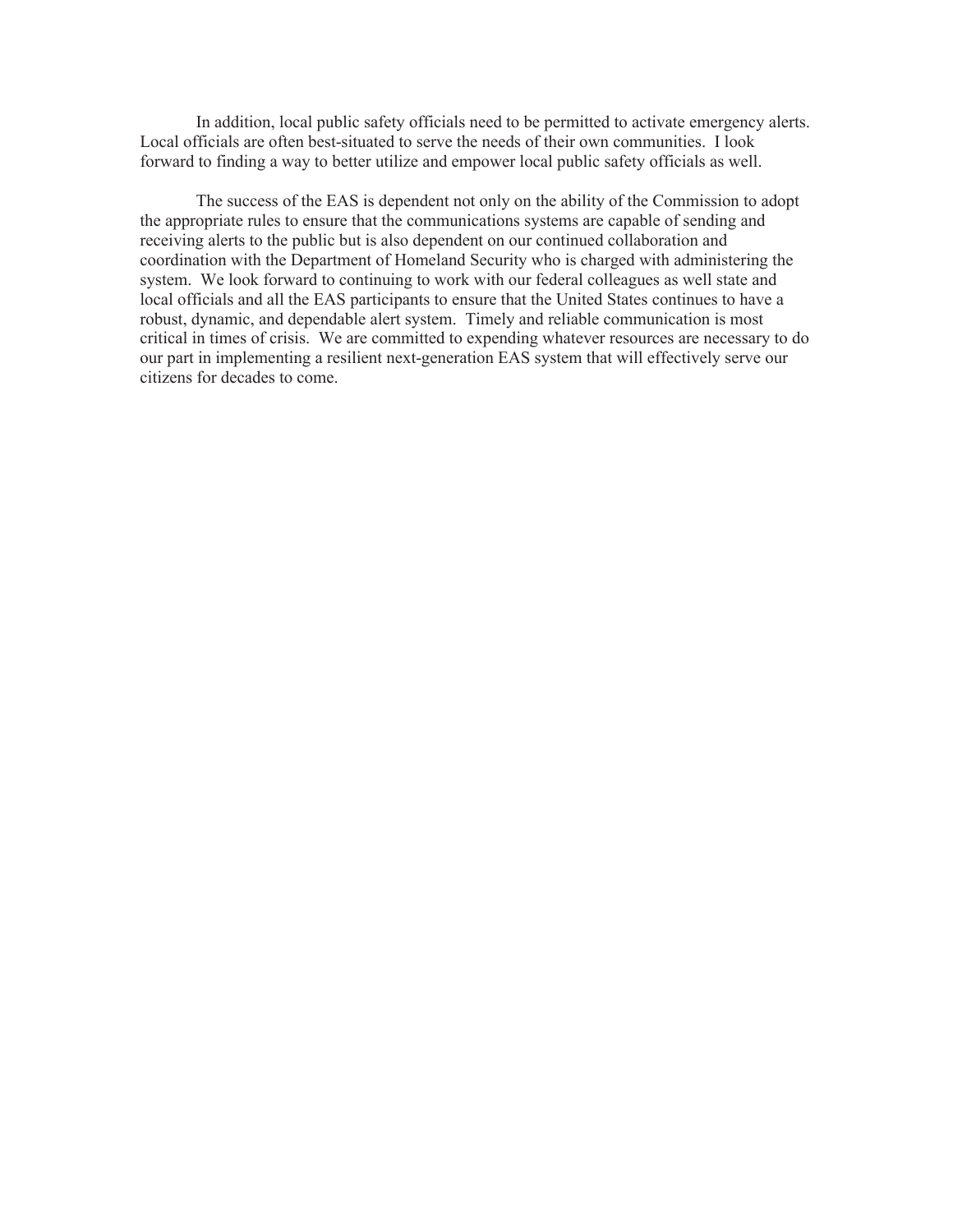In addition, local public safety officials need to be permitted to activate emergency alerts. Local officials are often best-situated to serve the needs of their own communities. I look forward to finding a way to better utilize and empower local public safety officials as well.

The success of the EAS is dependent not only on the ability of the Commission to adopt the appropriate rules to ensure that the communications systems are capable of sending and receiving alerts to the public but is also dependent on our continued collaboration and coordination with the Department of Homeland Security who is charged with administering the system. We look forward to continuing to work with our federal colleagues as well state and local officials and all the EAS participants to ensure that the United States continues to have a robust, dynamic, and dependable alert system. Timely and reliable communication is most critical in times of crisis. We are committed to expending whatever resources are necessary to do our part in implementing a resilient next-generation EAS system that will effectively serve our citizens for decades to come.